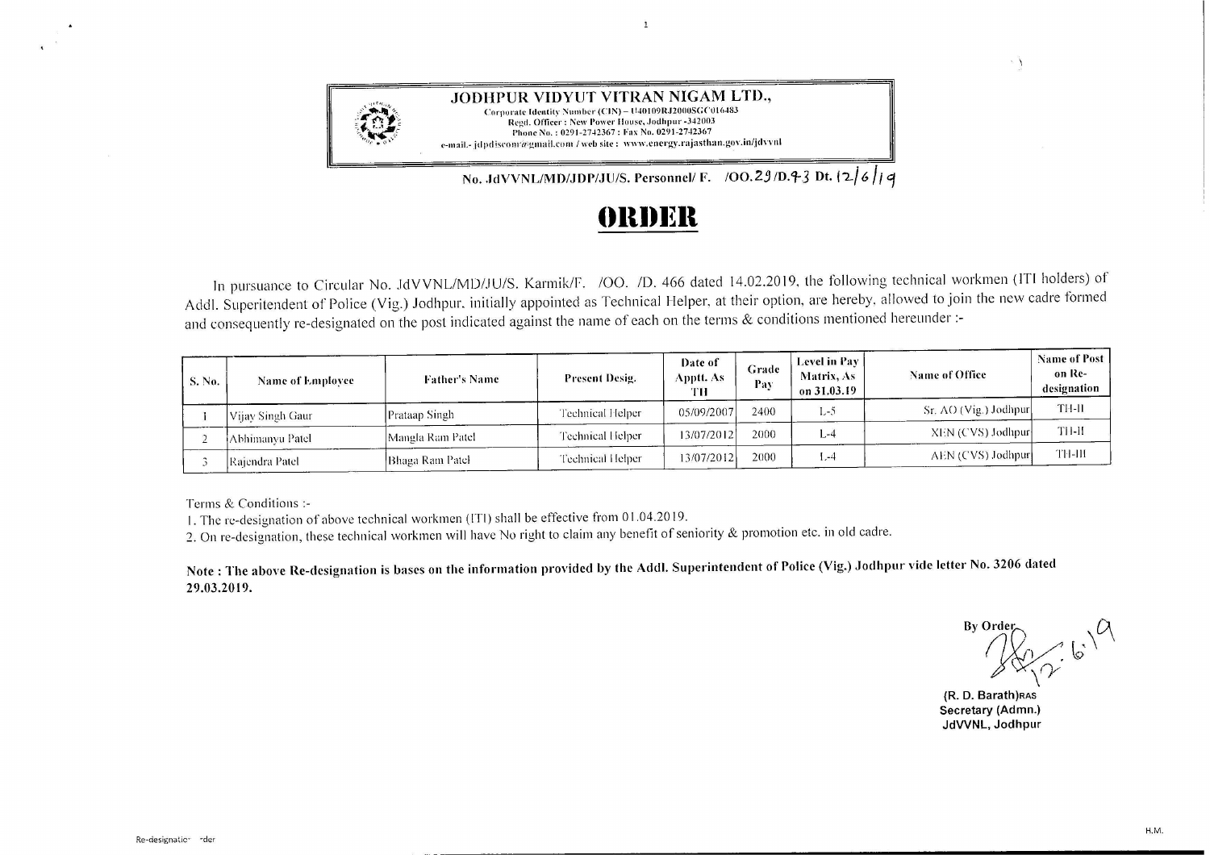**JODHPUR VIDYUT VITRAN NIGAM LTD.,**
Corporate Identity Number (CIN) – U40109RJ2000SGC016483
Regd. Officer : New Power House, Jodhpur -342003
Phone No. : 0291-2742367 : Fax No. 0291-2742367
e-mail.- jdpdiscom@gmail.com / web site : www.energy.rajasthan.gov.in/jdvvnl

**No. JdVVNL/MD/JDP/JU/S. Personnel/ F. /OO.29/D.93 Dt. 12/6/19**

# ORDER

In pursuance to Circular No. JdVVNL/MD/JU/S. Karmik/F. /OO. /D. 466 dated 14.02.2019, the following technical workmen (ITI holders) of Addl. Superitendent of Police (Vig.) Jodhpur. initially appointed as Technical Helper, at their option, are hereby, allowed to join the new cadre formed and consequently re-designated on the post indicated against the name of each on the terms & conditions mentioned hereunder :-

| S. No. | Name of Employee | Father's Name | Present Desig. | Date of Apptt. As TH | Grade Pay | Level in Pay Matrix, As on 31.03.19 | Name of Office | Name of Post on Re-designation |
|---|---|---|---|---|---|---|---|---|
| 1 | Vijay Singh Gaur | Prataap Singh | Technical Helper | 05/09/2007 | 2400 | L-5 | Sr. AO (Vig.) Jodhpur | TH-II |
| 2 | Abhimanyu Patel | Mangla Ram Patel | Technical Helper | 13/07/2012 | 2000 | L-4 | XEN (CVS) Jodhpur | TH-II |
| 3 | Rajendra Patel | Bhaga Ram Patel | Technical Helper | 13/07/2012 | 2000 | L-4 | AEN (CVS) Jodhpur | TH-III |

Terms & Conditions :-

1. The re-designation of above technical workmen (ITI) shall be effective from 01.04.2019.
2. On re-designation, these technical workmen will have No right to claim any benefit of seniority & promotion etc. in old cadre.

**Note : The above Re-designation is bases on the information provided by the Addl. Superintendent of Police (Vig.) Jodhpur vide letter No. 3206 dated 29.03.2019.**

By Order
12.6.19

**(R. D. Barath)RAS**
**Secretary (Admn.)**
**JdVVNL, Jodhpur**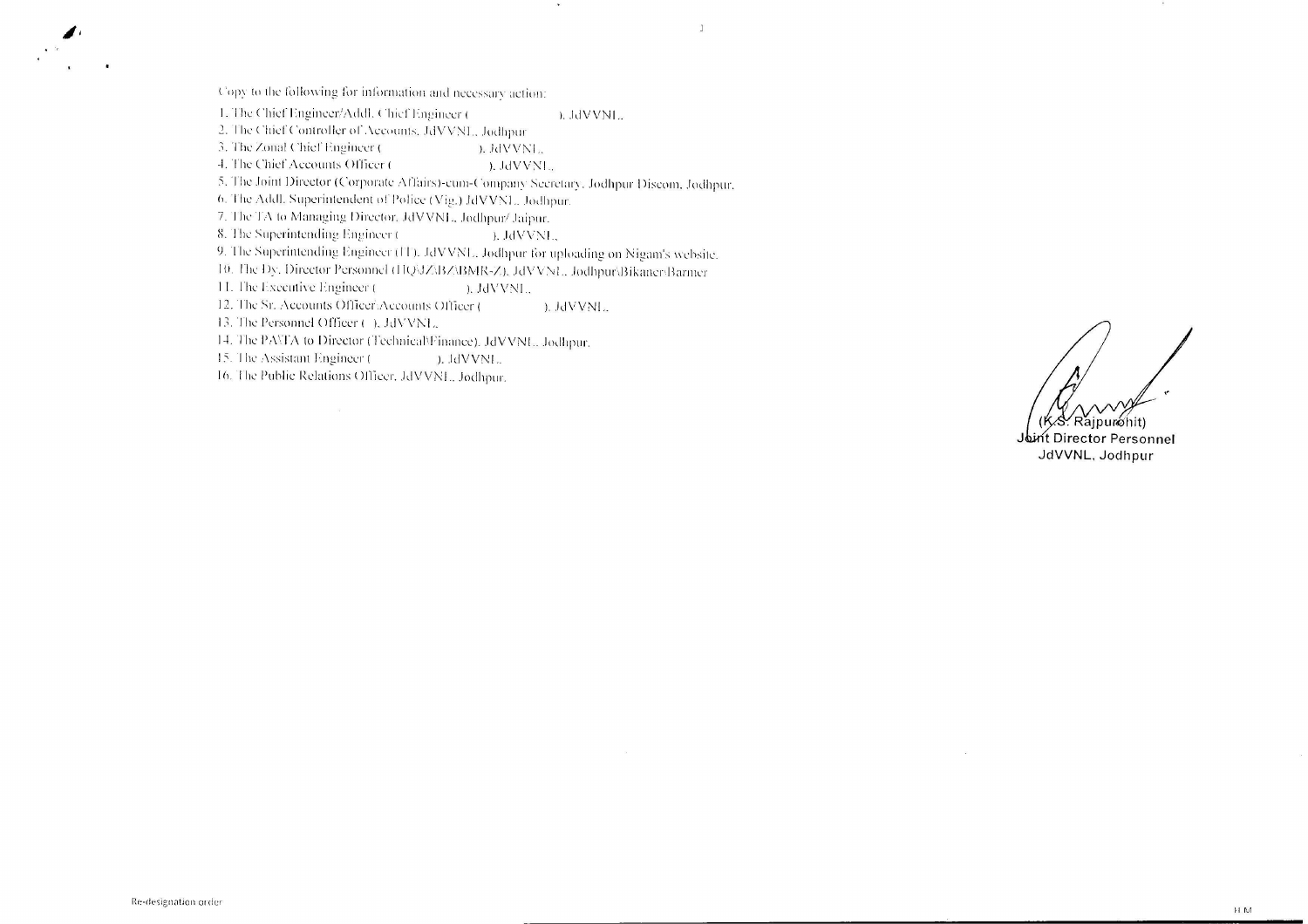Copy to the following for information and necessary action:

1. The Chief Engineer/Addl. Chief Engineer ( ), JdVVNL.
2. The Chief Controller of Accounts, JdVVNL, Jodhpur
3. The Zonal Chief Engineer ( ), JdVVNL.
4. The Chief Accounts Officer ( ), JdVVNL.
5. The Joint Director (Corporate Affairs)-cum-Company Secretary, Jodhpur Discom, Jodhpur.
6. The Addl. Superintendent of Police (Vig.) JdVVNL, Jodhpur.
7. The TA to Managing Director, JdVVNL, Jodhpur/ Jaipur.
8. The Superintending Engineer ( ), JdVVNL.
9. The Superintending Engineer (IT), JdVVNL, Jodhpur for uploading on Nigam's website.
10. The Dy. Director Personnel (HQ\JZ\BZ\BMR-Z), JdVVNL, Jodhpur\Bikaner\Barmer
11. The Executive Engineer ( ), JdVVNL.
12. The Sr. Accounts Officer/Accounts Officer ( ), JdVVNL.
13. The Personnel Officer ( ), JdVVNL.
14. The PA\TA to Director (Technical\Finance), JdVVNL, Jodhpur.
15. The Assistant Engineer ( ), JdVVNL.
16. The Public Relations Officer, JdVVNL, Jodhpur.

(K.S. Rajpurohit)
Joint Director Personnel
JdVVNL, Jodhpur

Re-designation order